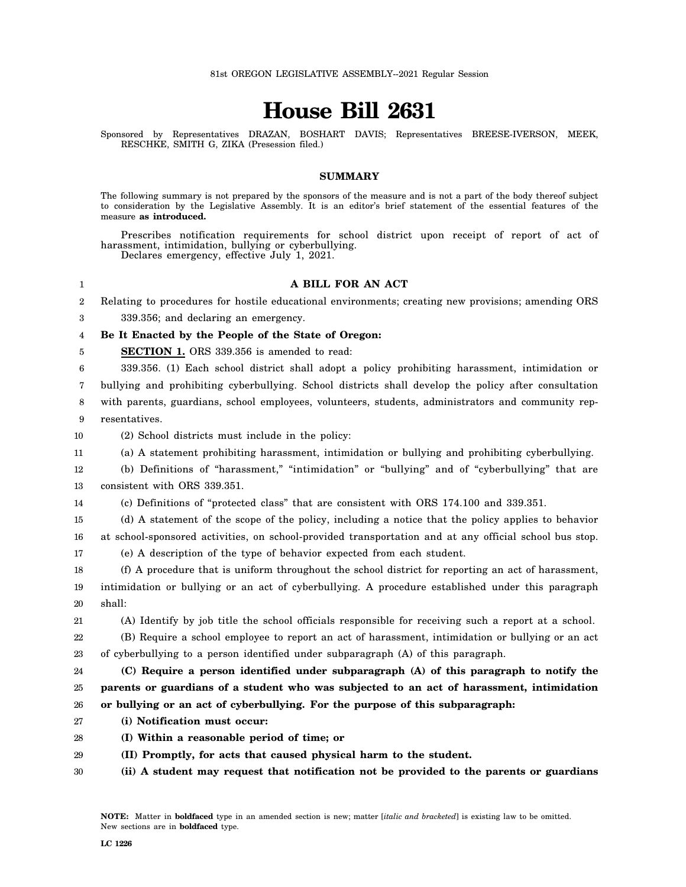81st OREGON LEGISLATIVE ASSEMBLY--2021 Regular Session

# House Bill 2631

Sponsored by Representatives DRAZAN, BOSHART DAVIS; Representatives BREESE-IVERSON, MEEK, RESCHKE, SMITH G, ZIKA (Presession filed.)

## SUMMARY

The following summary is not prepared by the sponsors of the measure and is not a part of the body thereof subject to consideration by the Legislative Assembly. It is an editor's brief statement of the essential features of the measure **as introduced.**

Prescribes notification requirements for school district upon receipt of report of act of harassment, intimidation, bullying or cyberbullying.

Declares emergency, effective July 1, 2021.

**A BILL FOR AN ACT**

Relating to procedures for hostile educational environments; creating new provisions; amending ORS 339.356; and declaring an emergency.

**Be It Enacted by the People of the State of Oregon:**

**SECTION 1.** ORS 339.356 is amended to read:

339.356. (1) Each school district shall adopt a policy prohibiting harassment, intimidation or bullying and prohibiting cyberbullying. School districts shall develop the policy after consultation with parents, guardians, school employees, volunteers, students, administrators and community representatives.

(2) School districts must include in the policy:

(a) A statement prohibiting harassment, intimidation or bullying and prohibiting cyberbullying.

(b) Definitions of "harassment," "intimidation" or "bullying" and of "cyberbullying" that are consistent with ORS 339.351.

(c) Definitions of "protected class" that are consistent with ORS 174.100 and 339.351.

(d) A statement of the scope of the policy, including a notice that the policy applies to behavior at school-sponsored activities, on school-provided transportation and at any official school bus stop.

(e) A description of the type of behavior expected from each student.

(f) A procedure that is uniform throughout the school district for reporting an act of harassment, intimidation or bullying or an act of cyberbullying. A procedure established under this paragraph shall:

(A) Identify by job title the school officials responsible for receiving such a report at a school.

(B) Require a school employee to report an act of harassment, intimidation or bullying or an act of cyberbullying to a person identified under subparagraph (A) of this paragraph.

**(C) Require a person identified under subparagraph (A) of this paragraph to notify the parents or guardians of a student who was subjected to an act of harassment, intimidation or bullying or an act of cyberbullying. For the purpose of this subparagraph:**

**(i) Notification must occur:**

**(I) Within a reasonable period of time; or**

**(II) Promptly, for acts that caused physical harm to the student.**

**(ii) A student may request that notification not be provided to the parents or guardians**

**NOTE:** Matter in **boldfaced** type in an amended section is new; matter [*italic and bracketed*] is existing law to be omitted. New sections are in **boldfaced** type.

LC 1226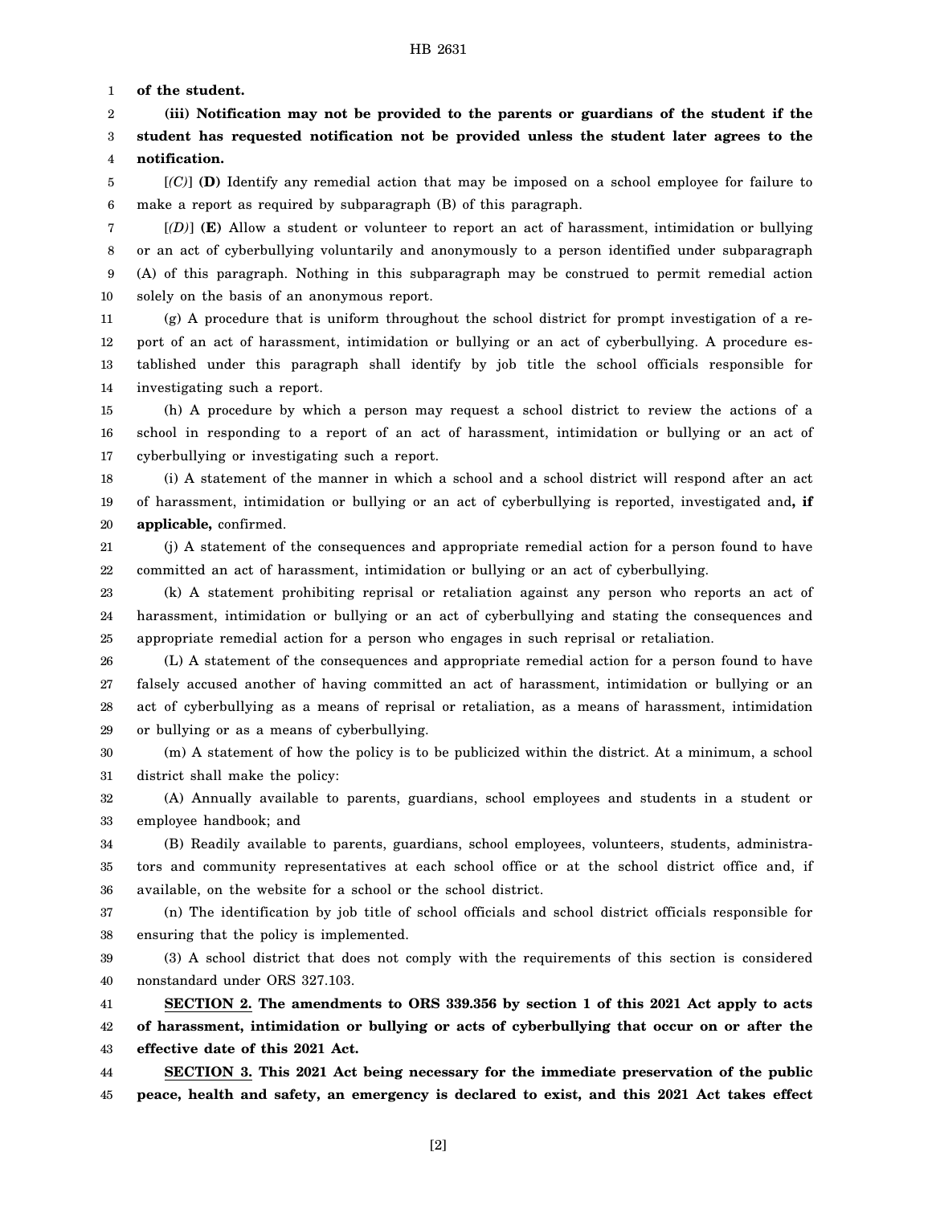**of the student.**

**(iii) Notification may not be provided to the parents or guardians of the student if the student has requested notification not be provided unless the student later agrees to the notification.**

[*(C)*] **(D)** Identify any remedial action that may be imposed on a school employee for failure to make a report as required by subparagraph (B) of this paragraph.

[*(D)*] **(E)** Allow a student or volunteer to report an act of harassment, intimidation or bullying or an act of cyberbullying voluntarily and anonymously to a person identified under subparagraph (A) of this paragraph. Nothing in this subparagraph may be construed to permit remedial action solely on the basis of an anonymous report.

(g) A procedure that is uniform throughout the school district for prompt investigation of a report of an act of harassment, intimidation or bullying or an act of cyberbullying. A procedure established under this paragraph shall identify by job title the school officials responsible for investigating such a report.

(h) A procedure by which a person may request a school district to review the actions of a school in responding to a report of an act of harassment, intimidation or bullying or an act of cyberbullying or investigating such a report.

(i) A statement of the manner in which a school and a school district will respond after an act of harassment, intimidation or bullying or an act of cyberbullying is reported, investigated and**, if applicable,** confirmed.

(j) A statement of the consequences and appropriate remedial action for a person found to have committed an act of harassment, intimidation or bullying or an act of cyberbullying.

(k) A statement prohibiting reprisal or retaliation against any person who reports an act of harassment, intimidation or bullying or an act of cyberbullying and stating the consequences and appropriate remedial action for a person who engages in such reprisal or retaliation.

(L) A statement of the consequences and appropriate remedial action for a person found to have falsely accused another of having committed an act of harassment, intimidation or bullying or an act of cyberbullying as a means of reprisal or retaliation, as a means of harassment, intimidation or bullying or as a means of cyberbullying.

(m) A statement of how the policy is to be publicized within the district. At a minimum, a school district shall make the policy:

(A) Annually available to parents, guardians, school employees and students in a student or employee handbook; and

(B) Readily available to parents, guardians, school employees, volunteers, students, administrators and community representatives at each school office or at the school district office and, if available, on the website for a school or the school district.

(n) The identification by job title of school officials and school district officials responsible for ensuring that the policy is implemented.

(3) A school district that does not comply with the requirements of this section is considered nonstandard under ORS 327.103.

**SECTION 2. The amendments to ORS 339.356 by section 1 of this 2021 Act apply to acts of harassment, intimidation or bullying or acts of cyberbullying that occur on or after the effective date of this 2021 Act.**

**SECTION 3. This 2021 Act being necessary for the immediate preservation of the public peace, health and safety, an emergency is declared to exist, and this 2021 Act takes effect**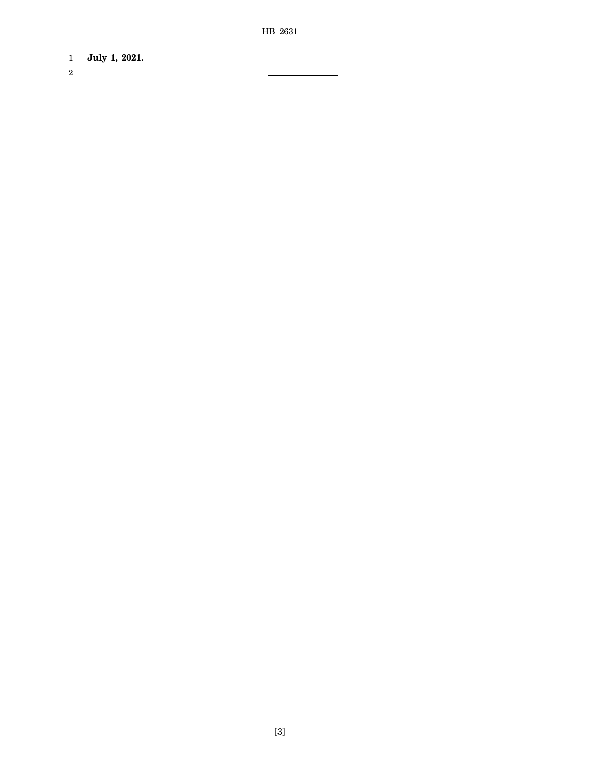**July 1, 2021.**

---